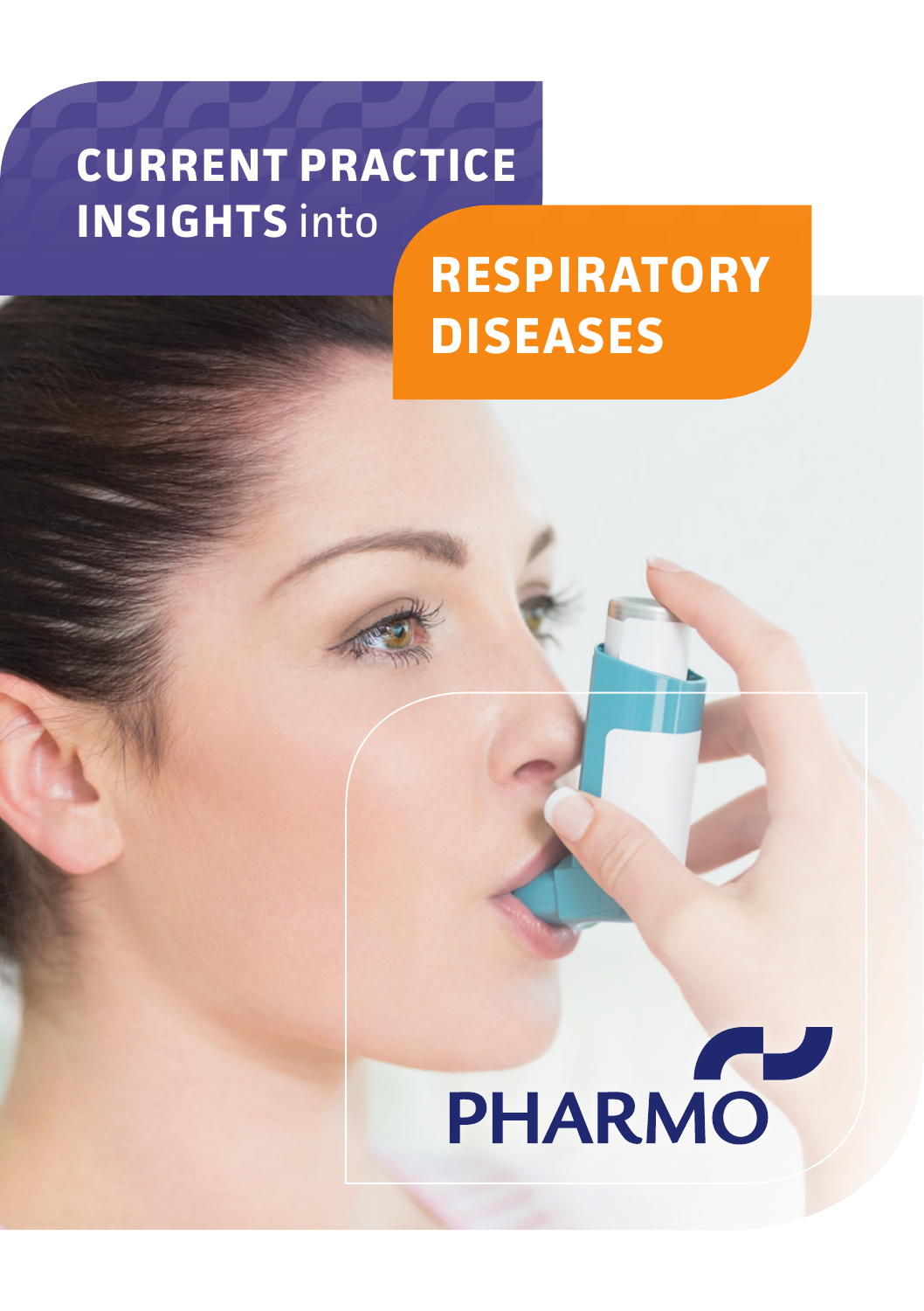# CURRENT PRACTICE INSIGHTS into RESPIRATORY DISEASES

PHARMO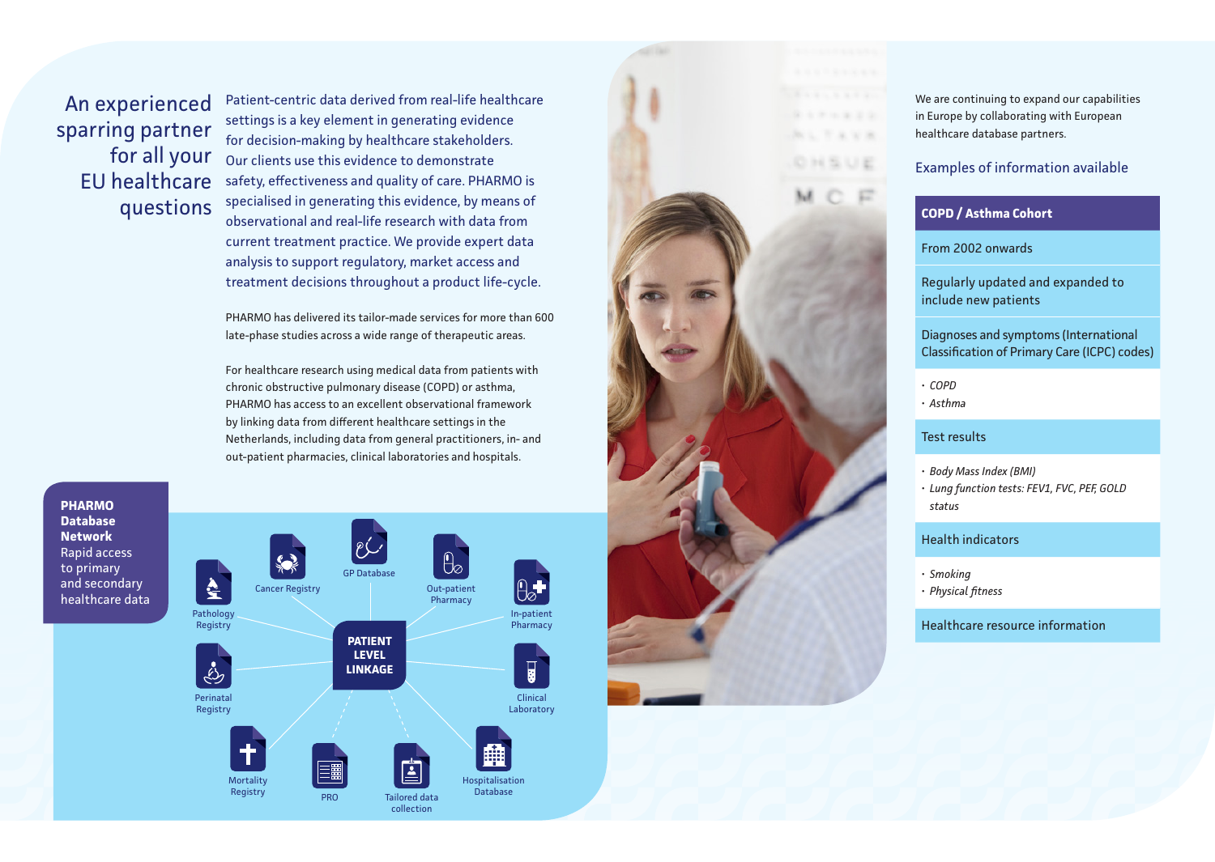## An experienced sparring partner for all your EU healthcare questions

Patient-centric data derived from real-life healthcare settings is a key element in generating evidence for decision-making by healthcare stakeholders. Our clients use this evidence to demonstrate safety, effectiveness and quality of care. PHARMO is specialised in generating this evidence, by means of observational and real-life research with data from current treatment practice. We provide expert data analysis to support regulatory, market access and treatment decisions throughout a product life-cycle.

PHARMO has delivered its tailor-made services for more than 600 late-phase studies across a wide range of therapeutic areas.

For healthcare research using medical data from patients with chronic obstructive pulmonary disease (COPD) or asthma, PHARMO has access to an excellent observational framework by linking data from different healthcare settings in the Netherlands, including data from general practitioners, in- and out-patient pharmacies, clinical laboratories and hospitals.

**PHARMO Database Network**
Rapid access to primary and secondary healthcare data

**PATIENT LEVEL LINKAGE**

- Pathology Registry
- Cancer Registry
- GP Database
- Out-patient Pharmacy
- In-patient Pharmacy
- Perinatal Registry
- Clinical Laboratory
- Mortality Registry
- PRO
- Tailored data collection
- Hospitalisation Database

We are continuing to expand our capabilities in Europe by collaborating with European healthcare database partners.

### Examples of information available

| **COPD / Asthma Cohort** |
|---|
| From 2002 onwards |
| Regularly updated and expanded to include new patients |
| Diagnoses and symptoms (International Classification of Primary Care (ICPC) codes) |
| • *COPD*<br>• *Asthma* |
| Test results |
| • *Body Mass Index (BMI)*<br>• *Lung function tests: FEV1, FVC, PEF, GOLD status* |
| Health indicators |
| • *Smoking*<br>• *Physical fitness* |
| Healthcare resource information |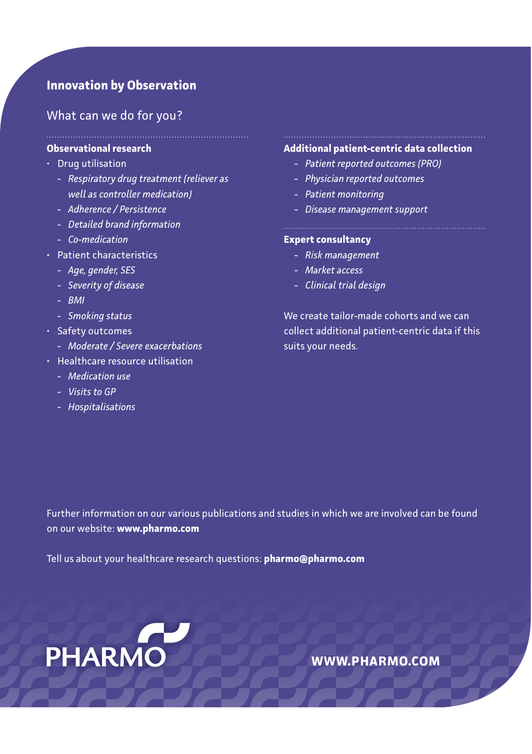## Innovation by Observation

What can we do for you?

### Observational research

- Drug utilisation
  - *Respiratory drug treatment (reliever as well as controller medication)*
  - *Adherence / Persistence*
  - *Detailed brand information*
  - *Co-medication*
- Patient characteristics
  - *Age, gender, SES*
  - *Severity of disease*
  - *BMI*
  - *Smoking status*
- Safety outcomes
  - *Moderate / Severe exacerbations*
- Healthcare resource utilisation
  - *Medication use*
  - *Visits to GP*
  - *Hospitalisations*

### Additional patient-centric data collection

- *Patient reported outcomes (PRO)*
- *Physician reported outcomes*
- *Patient monitoring*
- *Disease management support*

### Expert consultancy

- *Risk management*
- *Market access*
- *Clinical trial design*

We create tailor-made cohorts and we can collect additional patient-centric data if this suits your needs.

Further information on our various publications and studies in which we are involved can be found on our website: **www.pharmo.com**

Tell us about your healthcare research questions: **pharmo@pharmo.com**

PHARMO

**WWW.PHARMO.COM**